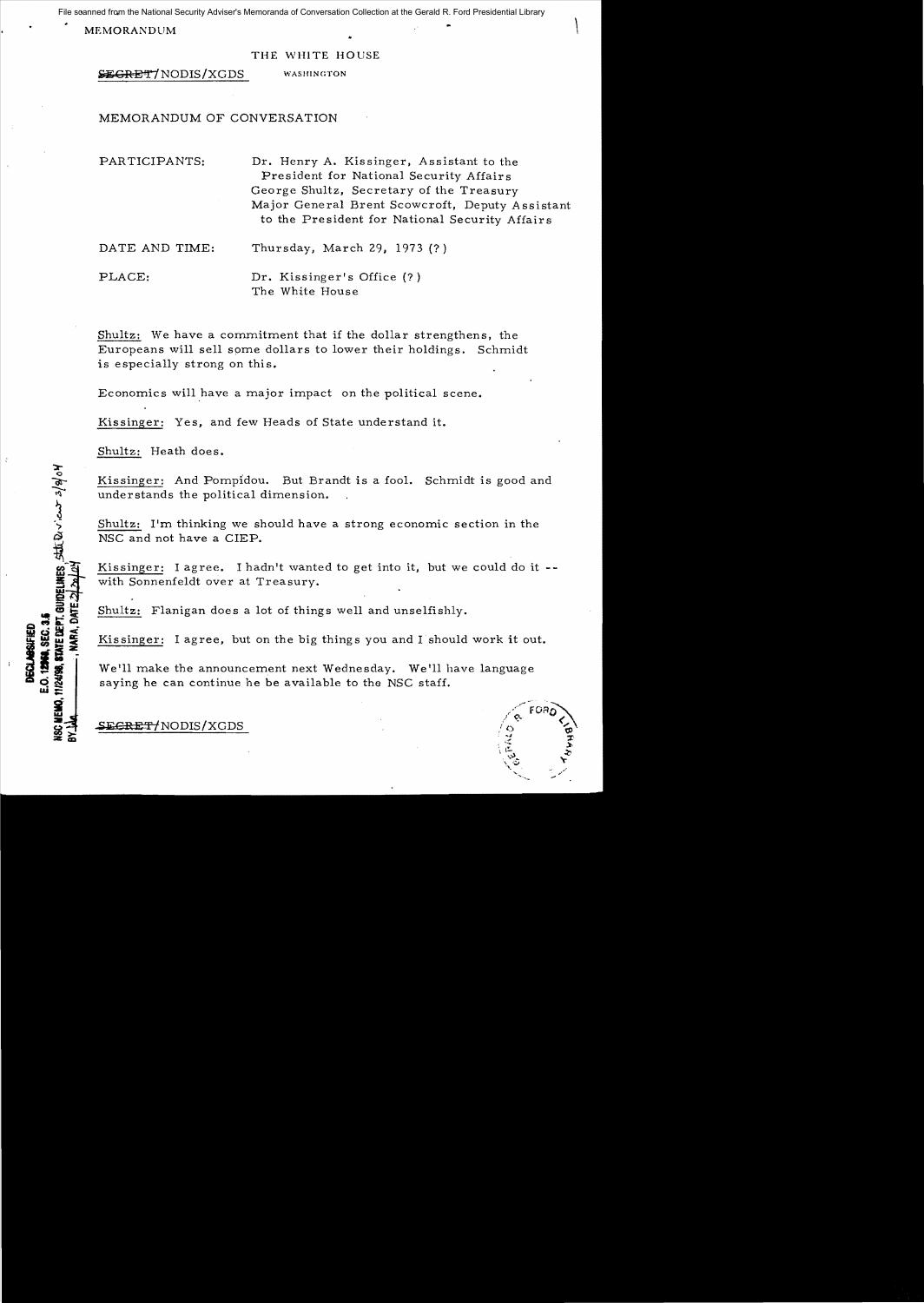File scanned from the National Security Adviser's Memoranda of Conversation Collection at the Gerald R. Ford Presidential Library

MEMORANDUM

THE WHITE HOUSE

~~SECRET~~/NODIS/XGDS WASHINGTON

MEMORANDUM OF CONVERSATION

PARTICIPANTS: Dr. Henry A. Kissinger, Assistant to the President for National Security Affairs
George Shultz, Secretary of the Treasury
Major General Brent Scowcroft, Deputy Assistant to the President for National Security Affairs

DATE AND TIME: Thursday, March 29, 1973 (?)

PLACE: Dr. Kissinger's Office (?)
The White House

Shultz: We have a commitment that if the dollar strengthens, the Europeans will sell some dollars to lower their holdings. Schmidt is especially strong on this.

Economics will have a major impact on the political scene.

Kissinger: Yes, and few Heads of State understand it.

Shultz: Heath does.

Kissinger: And Pompidou. But Brandt is a fool. Schmidt is good and understands the political dimension.

Shultz: I'm thinking we should have a strong economic section in the NSC and not have a CIEP.

Kissinger: I agree. I hadn't wanted to get into it, but we could do it -- with Sonnenfeldt over at Treasury.

Shultz: Flanigan does a lot of things well and unselfishly.

Kissinger: I agree, but on the big things you and I should work it out.

We'll make the announcement next Wednesday. We'll have language saying he can continue he be available to the NSC staff.

DECLASSIFIED
E.O. 12958, SEC. 3.5
NSC MEMO, 11/24/98, STATE DEPT. GUIDELINES State Review 3/9/04
BY ___ , NARA, DATE 2/20/04

~~SECRET~~/NODIS/XGDS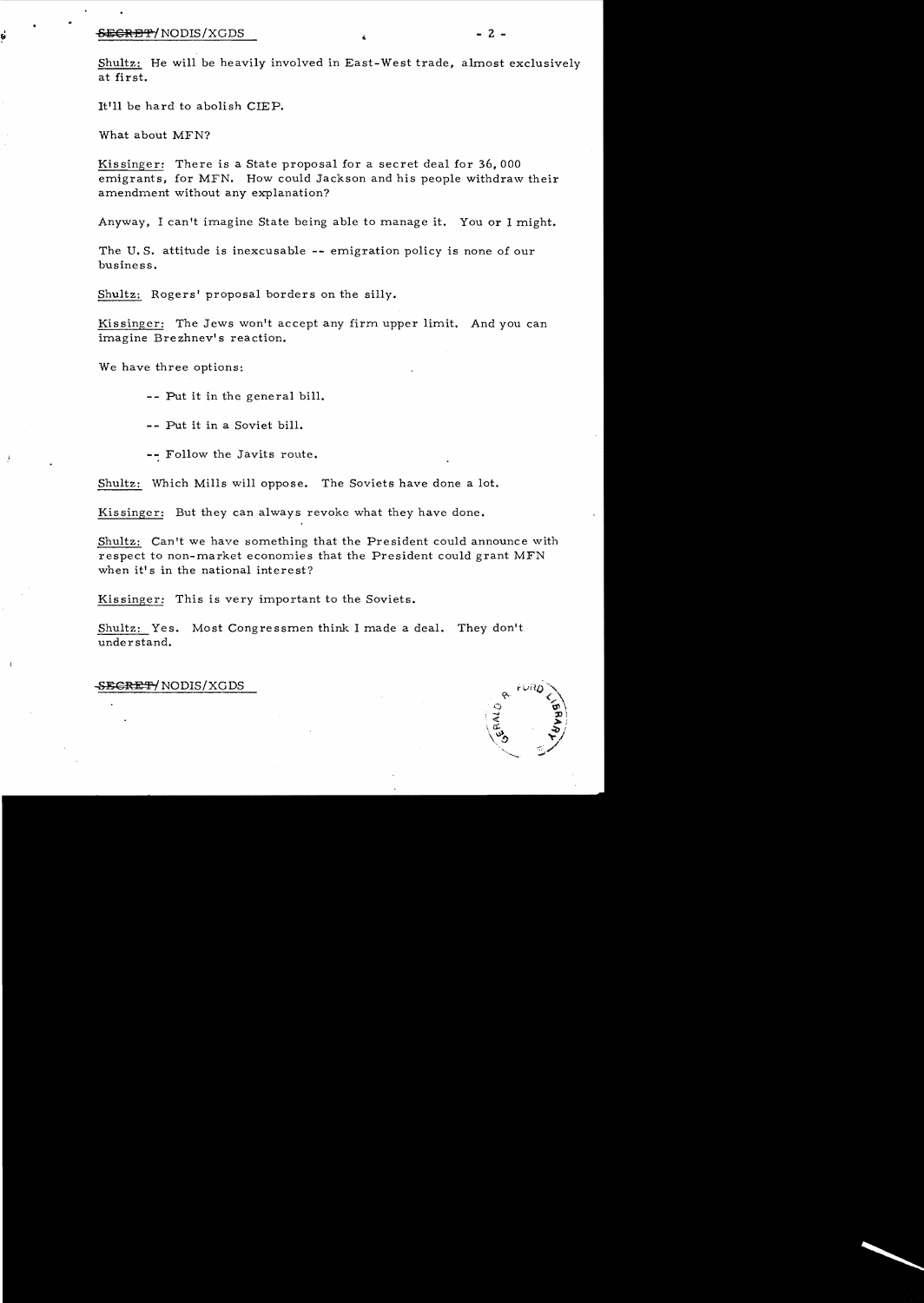Shultz: He will be heavily involved in East-West trade, almost exclusively at first.

It'll be hard to abolish CIEP.

What about MFN?

Kissinger: There is a State proposal for a secret deal for 36,000 emigrants, for MFN. How could Jackson and his people withdraw their amendment without any explanation?

Anyway, I can't imagine State being able to manage it. You or I might.

The U.S. attitude is inexcusable -- emigration policy is none of our business.

Shultz: Rogers' proposal borders on the silly.

Kissinger: The Jews won't accept any firm upper limit. And you can imagine Brezhnev's reaction.

We have three options:

- -- Put it in the general bill.
- -- Put it in a Soviet bill.
- -- Follow the Javits route.

Shultz: Which Mills will oppose. The Soviets have done a lot.

Kissinger: But they can always revoke what they have done.

Shultz: Can't we have something that the President could announce with respect to non-market economies that the President could grant MFN when it's in the national interest?

Kissinger: This is very important to the Soviets.

Shultz: Yes. Most Congressmen think I made a deal. They don't understand.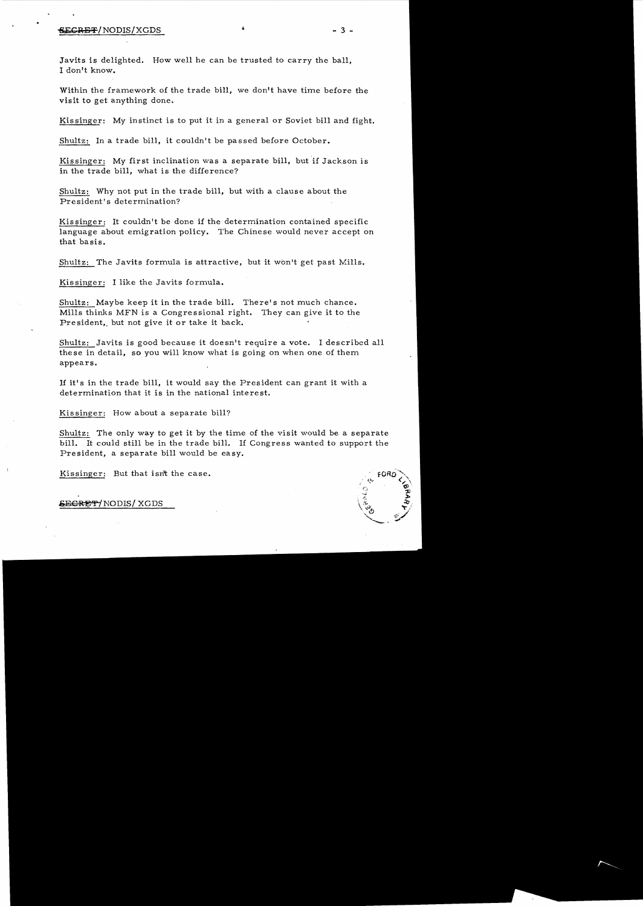Javits is delighted. How well he can be trusted to carry the ball, I don't know.

Within the framework of the trade bill, we don't have time before the visit to get anything done.

Kissinger: My instinct is to put it in a general or Soviet bill and fight.

Shultz: In a trade bill, it couldn't be passed before October.

Kissinger: My first inclination was a separate bill, but if Jackson is in the trade bill, what is the difference?

Shultz: Why not put in the trade bill, but with a clause about the President's determination?

Kissinger: It couldn't be done if the determination contained specific language about emigration policy. The Chinese would never accept on that basis.

Shultz: The Javits formula is attractive, but it won't get past Mills.

Kissinger: I like the Javits formula.

Shultz: Maybe keep it in the trade bill. There's not much chance. Mills thinks MFN is a Congressional right. They can give it to the President, but not give it or take it back.

Shultz: Javits is good because it doesn't require a vote. I described all these in detail, so you will know what is going on when one of them appears.

If it's in the trade bill, it would say the President can grant it with a determination that it is in the national interest.

Kissinger: How about a separate bill?

Shultz: The only way to get it by the time of the visit would be a separate bill. It could still be in the trade bill. If Congress wanted to support the President, a separate bill would be easy.

Kissinger: But that isn't the case.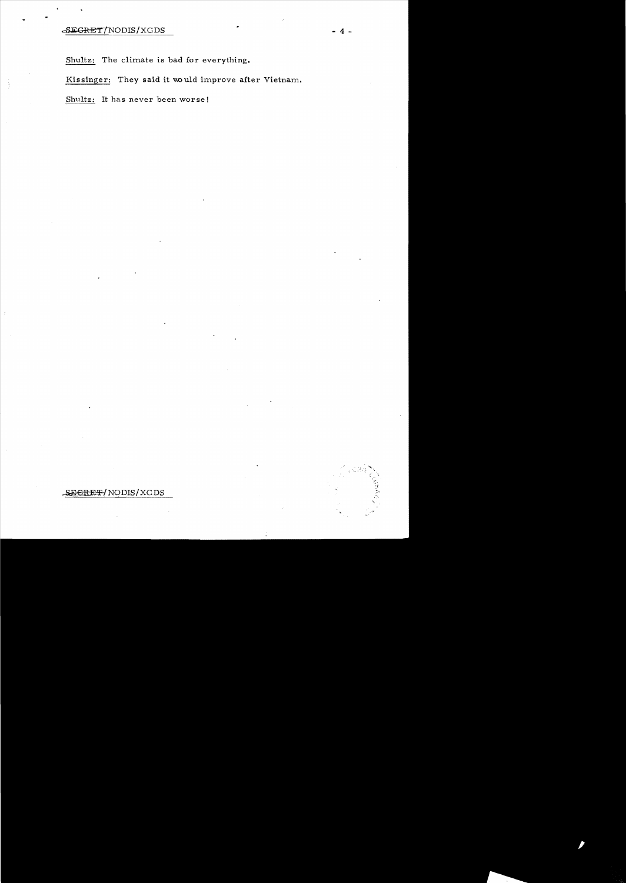Shultz: The climate is bad for everything.

Kissinger: They said it would improve after Vietnam.

Shultz: It has never been worse!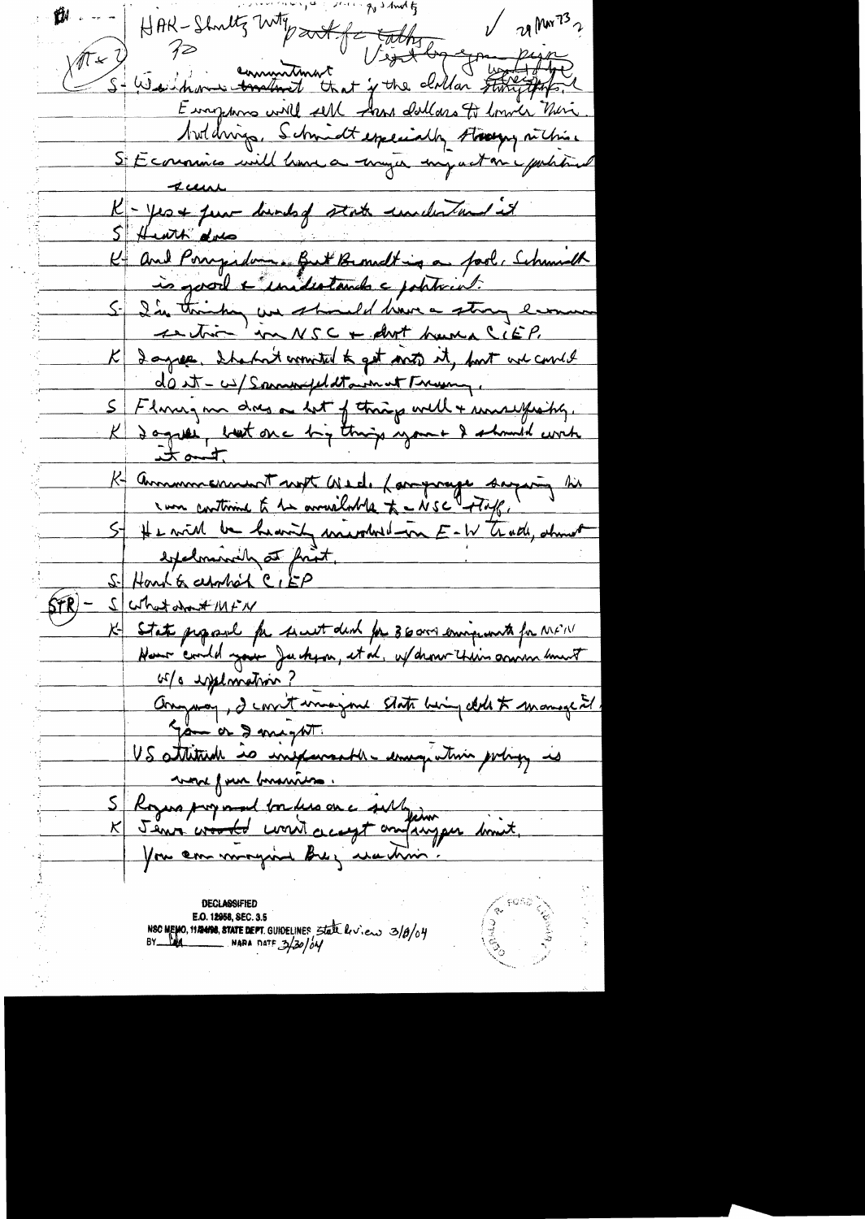HAK - Shultz Mtg part of the talks ✓ 29 Mar 73

S - We have commitment that if the dollar strengthens Europeans will sell their dollars to lower their holdings. Schmidt especially strong on this.

S - Economics will have a major impact on political scene

K - Yes + few kinds of state understand it

S - Heath does

K - and Pompidou. But Brandt is a fool. Schmidt is good + understands a political.

S - I'm thinking we should have a strong economic section in NSC + don't have a CIEP.

K - I agree. I haven't wanted to get into it, but we could do it - w/ Sonnenfeldt and Fanning.

S - Flanigan does a lot of things well + unselfishly.

K - I agree, but one big thing you + I should work it out.

K - Announcement next Wed. (any paper saying he can continue to be available to NSC staff.

S - He will be heavily involved in E-W trade, almost exclusively at first.

S - Hand to abolish CIEP

STR - S - What about MFN

K - State proposal for secret deal for 36000 emigrants for MFN. How could you Jackson, et al. w/draw their amendment w/o explanation?

Anyway, I can't imagine State being able to manage it. You or I might.

US attitude is inexplicable - emigration policy is none of our business.

S - Rogers proposed to discuss on a [?] basis

K - Jews would won't accept any figures limit. You are managing Brez. [?]

DECLASSIFIED
E.O. 12958, SEC. 3.5
NSC MEMO, 11/24/98, STATE DEPT. GUIDELINES State Review 3/8/04
BY [?] NARA DATE 3/30/04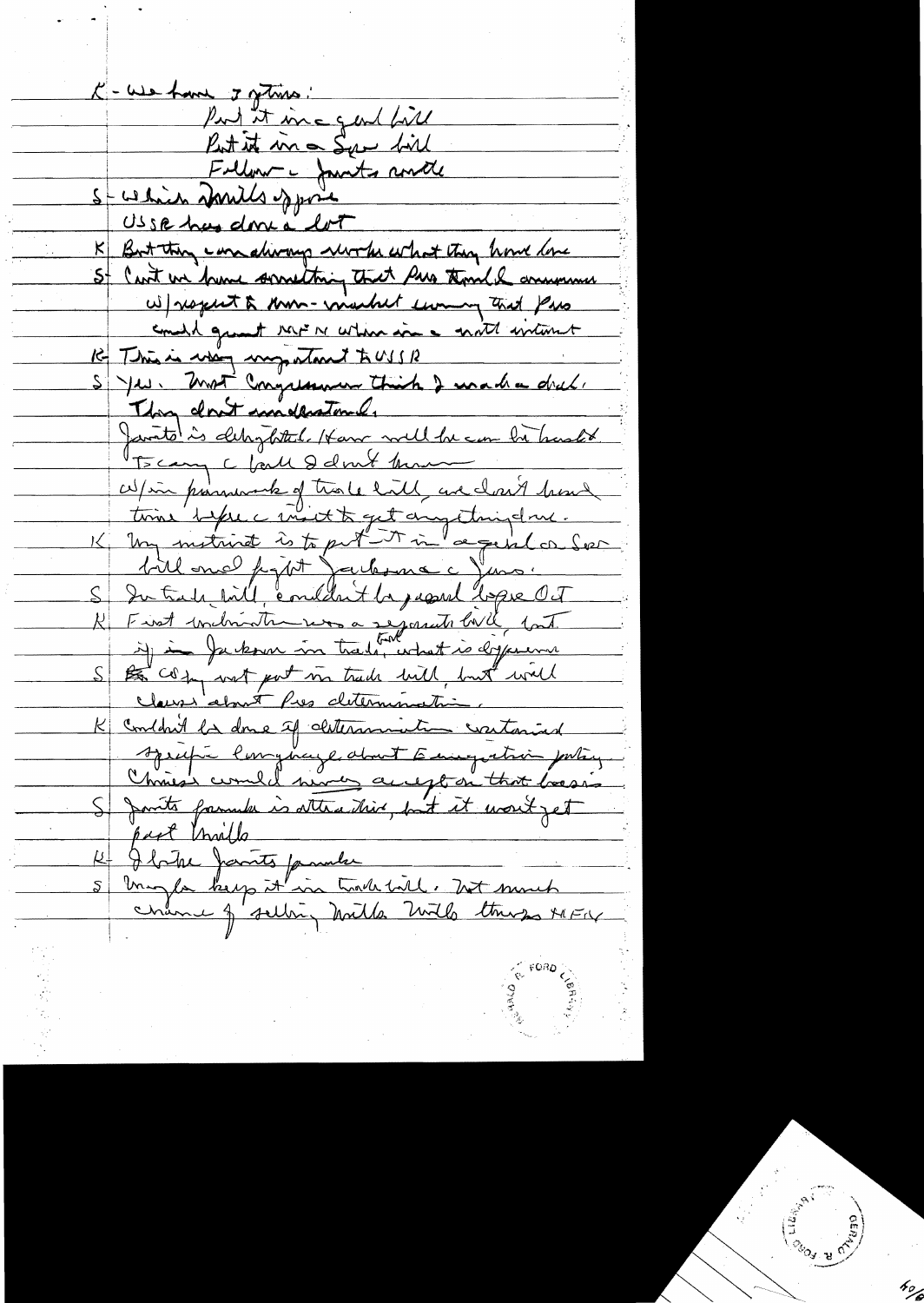K - We have 3 options:

Put it in a gen'l bill

Put it in a Spec bill

Follow c Javits route

S - Which Mills approve

USSR has done a lot

K But they can always revoke what they have done

S Can't we have something that Pres would announce w/respect to non-market economy that Pres could grant MFN w/in in a until intent

K This is very important to USSR

S Yes. Most Congressmen think I made a deal. They don't understand.

Javits' is delightful. How well he can be trusted. To carry c ball I don't know

w/in framework of trade bill, we don't have time before c next to get anything done.

K My instinct is to put it in a genl or Spec bill and fight Jackson c Jews.

S In trade bill, couldn't be passed before Oct

K First indication was a separate bill, but if in Jackson in trade, what is difference

S ~~B~~ COS not put in trade bill, but will clause about Pres determination.

K Couldn't be done if determination contained specific language about Emigration policy. Chinese would never accept on that basis

S Javits formula is attractive, but it won't get past Mills

K I like Javits formula

S Maybe keep it in trade bill. Not much chance of selling Mills. Mills thinks MFN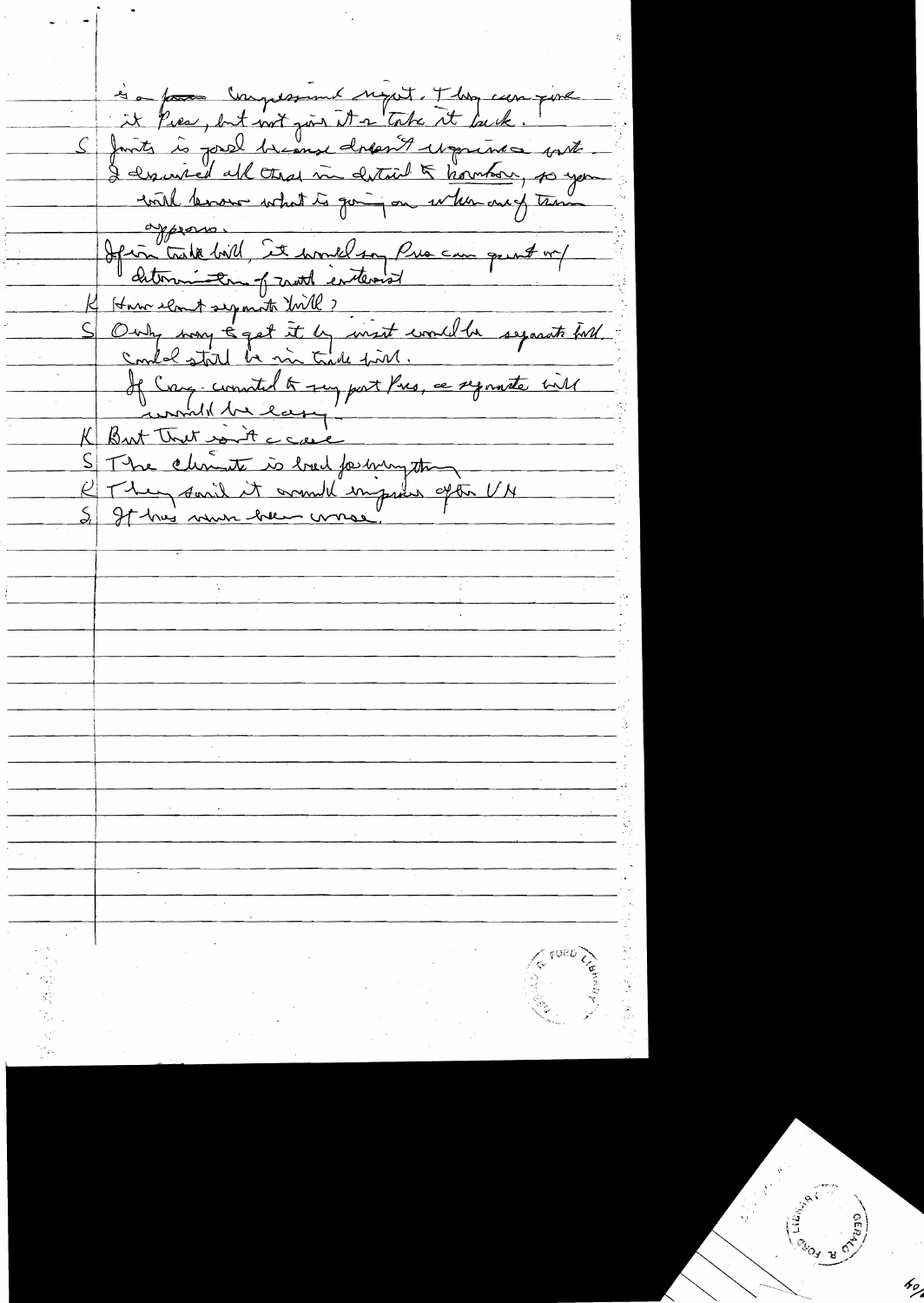is a ~~poor~~ Congressional report. They can give it Pres, but not give it & take it back.

S Javits is good because doesn't experience with. I described all that in detail to Hamilton, so you will know what is going on when any of them approve.

If in trade bill, it would say Pres can grant w/ determination of natl interest

K How about separate bill?

S Only way to get it by insist would be separate bill. Could still be in trade bill.

If Cong wanted to support Pres, a separate bill would be easy.

K But that isn't a case

S The climate is bad for everything

K They said it would improve after VN

S It has never been worse.